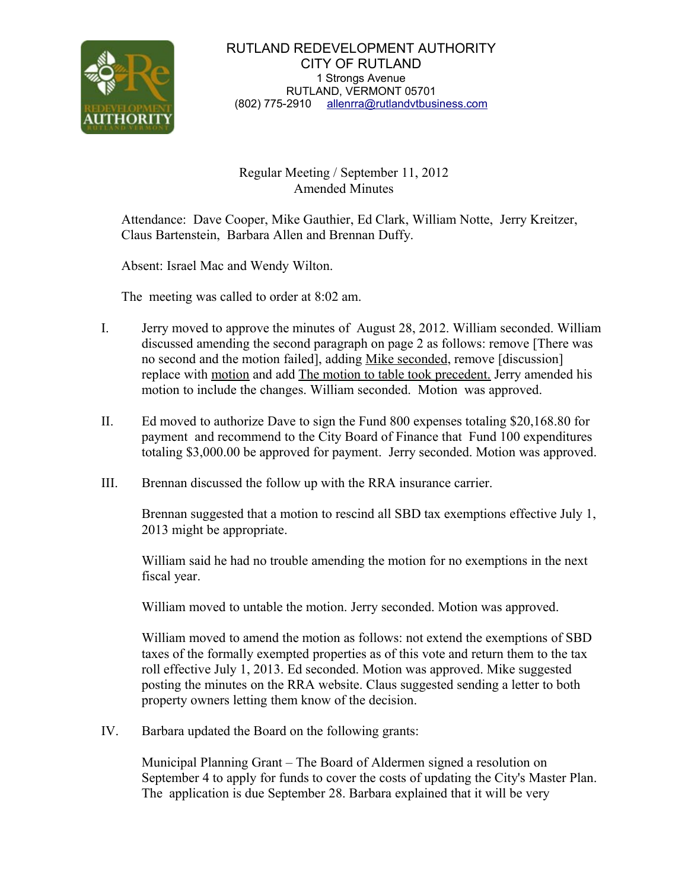# RUTLAND REDEVELOPMENT AUTHORITY
## CITY OF RUTLAND

1 Strongs Avenue
RUTLAND, VERMONT 05701
(802) 775-2910 allenrra@rutlandvtbusiness.com

Regular Meeting / September 11, 2012
Amended Minutes

Attendance: Dave Cooper, Mike Gauthier, Ed Clark, William Notte, Jerry Kreitzer, Claus Bartenstein, Barbara Allen and Brennan Duffy.

Absent: Israel Mac and Wendy Wilton.

The meeting was called to order at 8:02 am.

I. Jerry moved to approve the minutes of August 28, 2012. William seconded. William discussed amending the second paragraph on page 2 as follows: remove [There was no second and the motion failed], adding <u>Mike seconded</u>, remove [discussion] replace with <u>motion</u> and add <u>The motion to table took precedent.</u> Jerry amended his motion to include the changes. William seconded. Motion was approved.

II. Ed moved to authorize Dave to sign the Fund 800 expenses totaling $20,168.80 for payment and recommend to the City Board of Finance that Fund 100 expenditures totaling $3,000.00 be approved for payment. Jerry seconded. Motion was approved.

III. Brennan discussed the follow up with the RRA insurance carrier.

Brennan suggested that a motion to rescind all SBD tax exemptions effective July 1, 2013 might be appropriate.

William said he had no trouble amending the motion for no exemptions in the next fiscal year.

William moved to untable the motion. Jerry seconded. Motion was approved.

William moved to amend the motion as follows: not extend the exemptions of SBD taxes of the formally exempted properties as of this vote and return them to the tax roll effective July 1, 2013. Ed seconded. Motion was approved. Mike suggested posting the minutes on the RRA website. Claus suggested sending a letter to both property owners letting them know of the decision.

IV. Barbara updated the Board on the following grants:

Municipal Planning Grant – The Board of Aldermen signed a resolution on September 4 to apply for funds to cover the costs of updating the City's Master Plan. The application is due September 28. Barbara explained that it will be very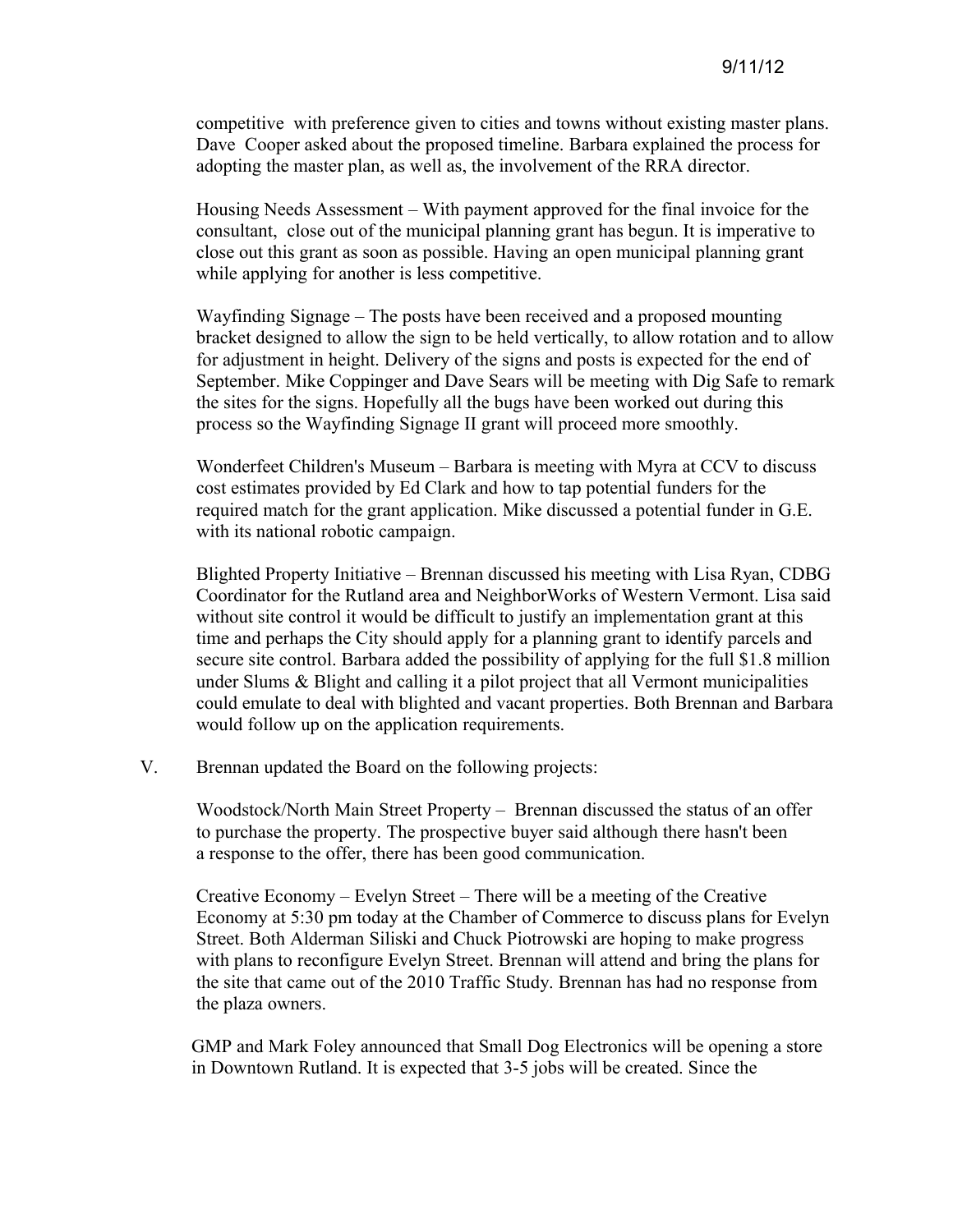competitive with preference given to cities and towns without existing master plans. Dave Cooper asked about the proposed timeline. Barbara explained the process for adopting the master plan, as well as, the involvement of the RRA director.

Housing Needs Assessment – With payment approved for the final invoice for the consultant, close out of the municipal planning grant has begun. It is imperative to close out this grant as soon as possible. Having an open municipal planning grant while applying for another is less competitive.

Wayfinding Signage – The posts have been received and a proposed mounting bracket designed to allow the sign to be held vertically, to allow rotation and to allow for adjustment in height. Delivery of the signs and posts is expected for the end of September. Mike Coppinger and Dave Sears will be meeting with Dig Safe to remark the sites for the signs. Hopefully all the bugs have been worked out during this process so the Wayfinding Signage II grant will proceed more smoothly.

Wonderfeet Children's Museum – Barbara is meeting with Myra at CCV to discuss cost estimates provided by Ed Clark and how to tap potential funders for the required match for the grant application. Mike discussed a potential funder in G.E. with its national robotic campaign.

Blighted Property Initiative – Brennan discussed his meeting with Lisa Ryan, CDBG Coordinator for the Rutland area and NeighborWorks of Western Vermont. Lisa said without site control it would be difficult to justify an implementation grant at this time and perhaps the City should apply for a planning grant to identify parcels and secure site control. Barbara added the possibility of applying for the full $1.8 million under Slums & Blight and calling it a pilot project that all Vermont municipalities could emulate to deal with blighted and vacant properties. Both Brennan and Barbara would follow up on the application requirements.

V. Brennan updated the Board on the following projects:

Woodstock/North Main Street Property – Brennan discussed the status of an offer to purchase the property. The prospective buyer said although there hasn't been a response to the offer, there has been good communication.

Creative Economy – Evelyn Street – There will be a meeting of the Creative Economy at 5:30 pm today at the Chamber of Commerce to discuss plans for Evelyn Street. Both Alderman Siliski and Chuck Piotrowski are hoping to make progress with plans to reconfigure Evelyn Street. Brennan will attend and bring the plans for the site that came out of the 2010 Traffic Study. Brennan has had no response from the plaza owners.

GMP and Mark Foley announced that Small Dog Electronics will be opening a store in Downtown Rutland. It is expected that 3-5 jobs will be created. Since the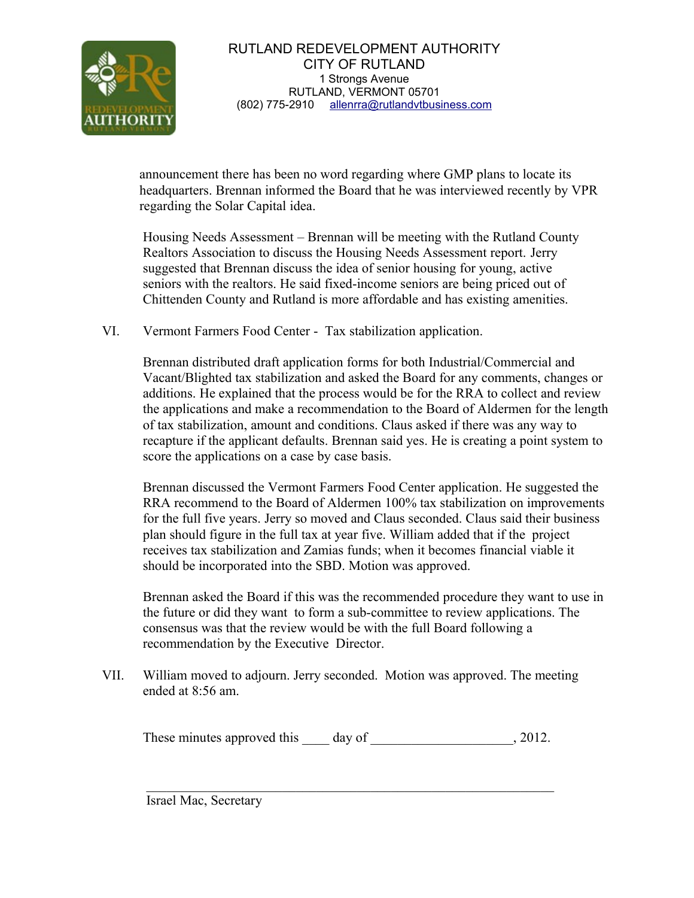announcement there has been no word regarding where GMP plans to locate its headquarters. Brennan informed the Board that he was interviewed recently by VPR regarding the Solar Capital idea.

Housing Needs Assessment – Brennan will be meeting with the Rutland County Realtors Association to discuss the Housing Needs Assessment report. Jerry suggested that Brennan discuss the idea of senior housing for young, active seniors with the realtors. He said fixed-income seniors are being priced out of Chittenden County and Rutland is more affordable and has existing amenities.

VI. Vermont Farmers Food Center - Tax stabilization application.

Brennan distributed draft application forms for both Industrial/Commercial and Vacant/Blighted tax stabilization and asked the Board for any comments, changes or additions. He explained that the process would be for the RRA to collect and review the applications and make a recommendation to the Board of Aldermen for the length of tax stabilization, amount and conditions. Claus asked if there was any way to recapture if the applicant defaults. Brennan said yes. He is creating a point system to score the applications on a case by case basis.

Brennan discussed the Vermont Farmers Food Center application. He suggested the RRA recommend to the Board of Aldermen 100% tax stabilization on improvements for the full five years. Jerry so moved and Claus seconded. Claus said their business plan should figure in the full tax at year five. William added that if the project receives tax stabilization and Zamias funds; when it becomes financial viable it should be incorporated into the SBD. Motion was approved.

Brennan asked the Board if this was the recommended procedure they want to use in the future or did they want to form a sub-committee to review applications. The consensus was that the review would be with the full Board following a recommendation by the Executive Director.

VII. William moved to adjourn. Jerry seconded. Motion was approved. The meeting ended at 8:56 am.

These minutes approved this ____ day of ____________________, 2012.

______________________________________________________

Israel Mac, Secretary